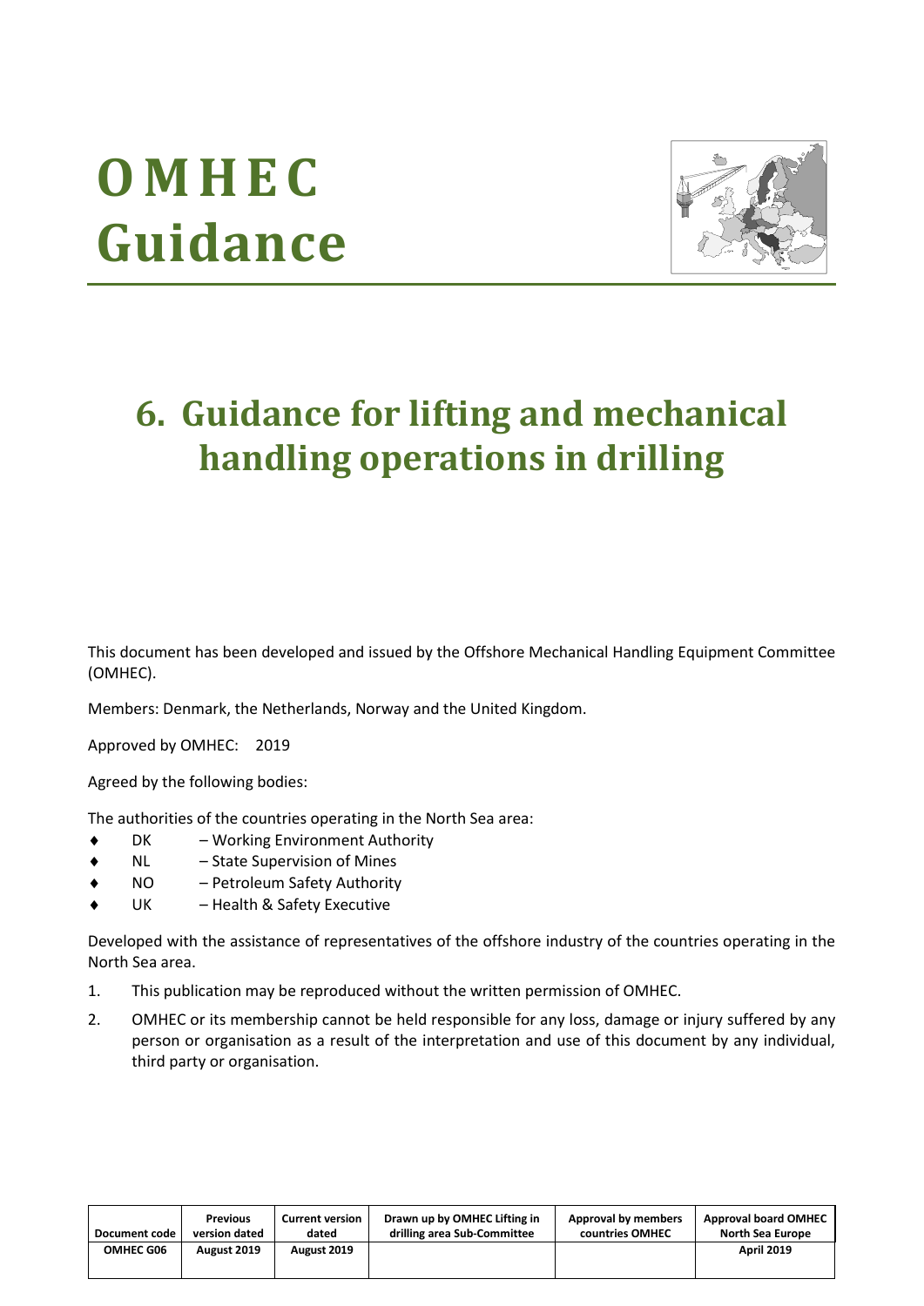# OMHEC Guidance

# 6. Guidance for lifting and mechanical handling operations in drilling

This document has been developed and issued by the Offshore Mechanical Handling Equipment Committee (OMHEC).

Members: Denmark, the Netherlands, Norway and the United Kingdom.

Approved by OMHEC: 2019

Agreed by the following bodies:

The authorities of the countries operating in the North Sea area:

- DK – Working Environment Authority
- NL – State Supervision of Mines
- NO – Petroleum Safety Authority
- UK – Health & Safety Executive

Developed with the assistance of representatives of the offshore industry of the countries operating in the North Sea area.

1. This publication may be reproduced without the written permission of OMHEC.
2. OMHEC or its membership cannot be held responsible for any loss, damage or injury suffered by any person or organisation as a result of the interpretation and use of this document by any individual, third party or organisation.

| Document code | Previous version dated | Current version dated | Drawn up by OMHEC Lifting in drilling area Sub-Committee | Approval by members countries OMHEC | Approval board OMHEC North Sea Europe |
|---|---|---|---|---|---|
| OMHEC G06 | August 2019 | August 2019 | | | April 2019 |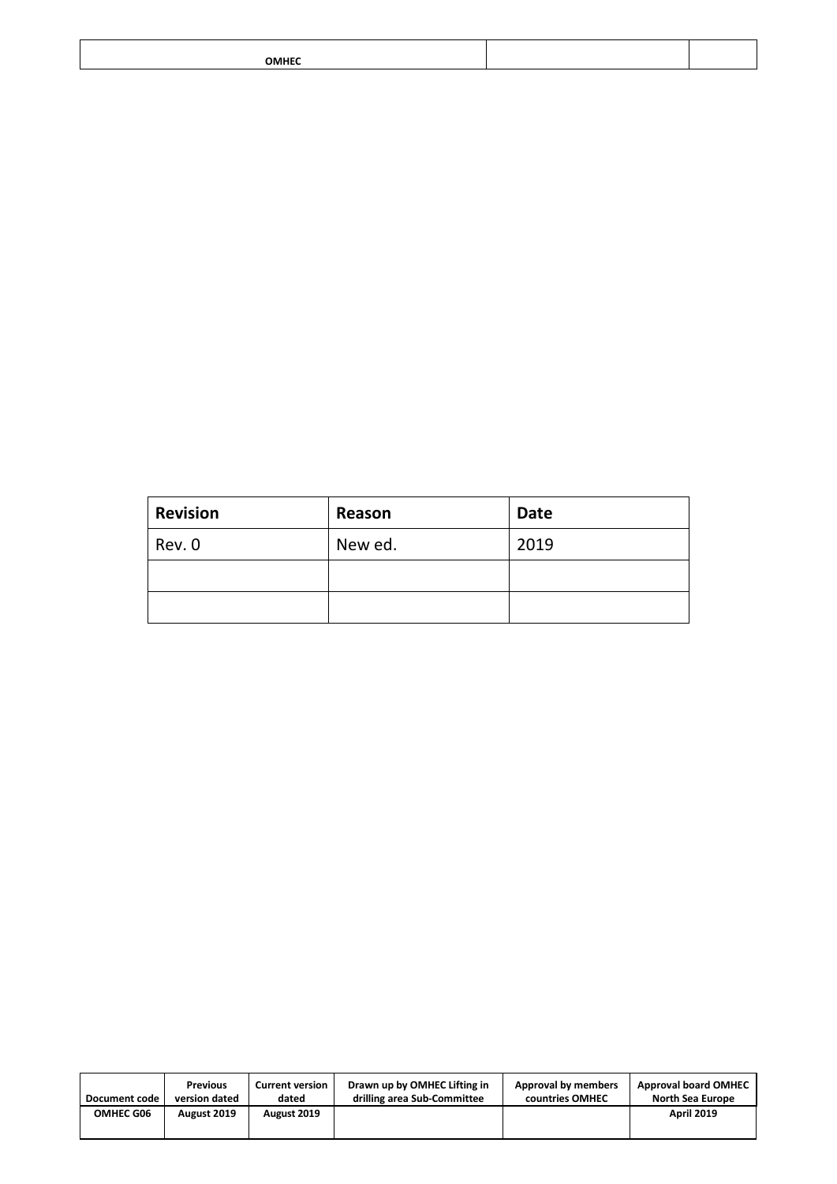| Revision | Reason | Date |
| --- | --- | --- |
| Rev. 0 | New ed. | 2019 |
| | | |
| | | |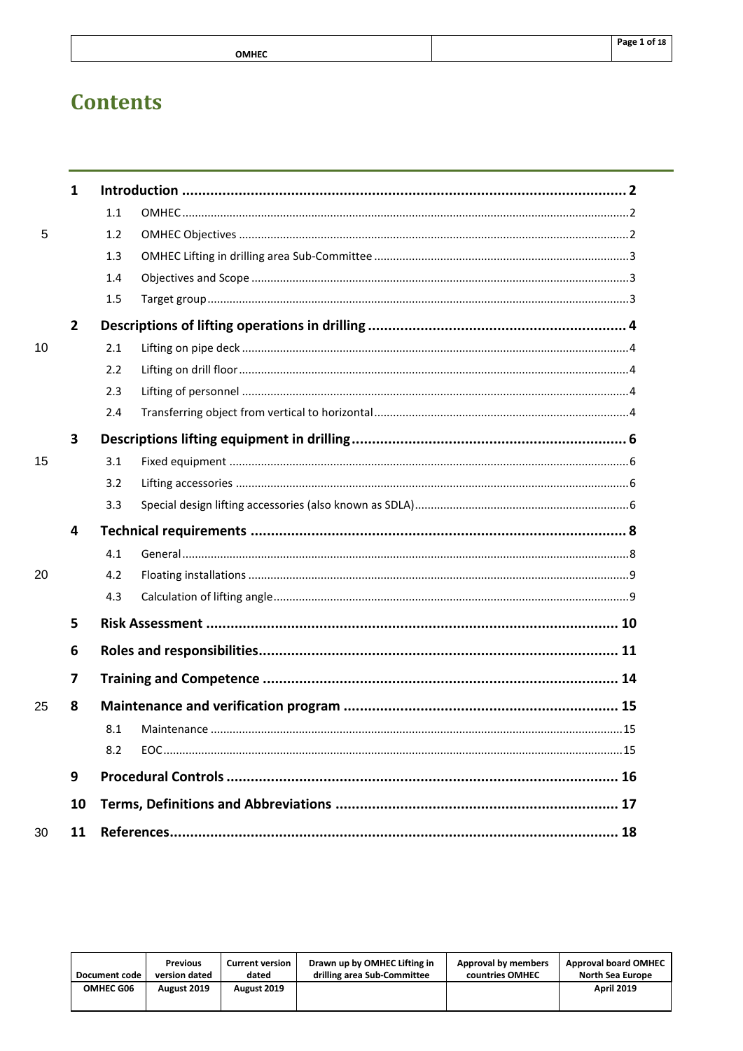# Contents

| | | |
|---|---|---|
| **1** | **Introduction** | **2** |
| 1.1 | OMHEC | 2 |
| 1.2 | OMHEC Objectives | 2 |
| 1.3 | OMHEC Lifting in drilling area Sub-Committee | 3 |
| 1.4 | Objectives and Scope | 3 |
| 1.5 | Target group | 3 |
| **2** | **Descriptions of lifting operations in drilling** | **4** |
| 2.1 | Lifting on pipe deck | 4 |
| 2.2 | Lifting on drill floor | 4 |
| 2.3 | Lifting of personnel | 4 |
| 2.4 | Transferring object from vertical to horizontal | 4 |
| **3** | **Descriptions lifting equipment in drilling** | **6** |
| 3.1 | Fixed equipment | 6 |
| 3.2 | Lifting accessories | 6 |
| 3.3 | Special design lifting accessories (also known as SDLA) | 6 |
| **4** | **Technical requirements** | **8** |
| 4.1 | General | 8 |
| 4.2 | Floating installations | 9 |
| 4.3 | Calculation of lifting angle | 9 |
| **5** | **Risk Assessment** | **10** |
| **6** | **Roles and responsibilities** | **11** |
| **7** | **Training and Competence** | **14** |
| **8** | **Maintenance and verification program** | **15** |
| 8.1 | Maintenance | 15 |
| 8.2 | EOC | 15 |
| **9** | **Procedural Controls** | **16** |
| **10** | **Terms, Definitions and Abbreviations** | **17** |
| **11** | **References** | **18** |

| Document code | Previous version dated | Current version dated | Drawn up by OMHEC Lifting in drilling area Sub-Committee | Approval by members countries OMHEC | Approval board OMHEC North Sea Europe |
|---|---|---|---|---|---|
| OMHEC G06 | August 2019 | August 2019 | | | April 2019 |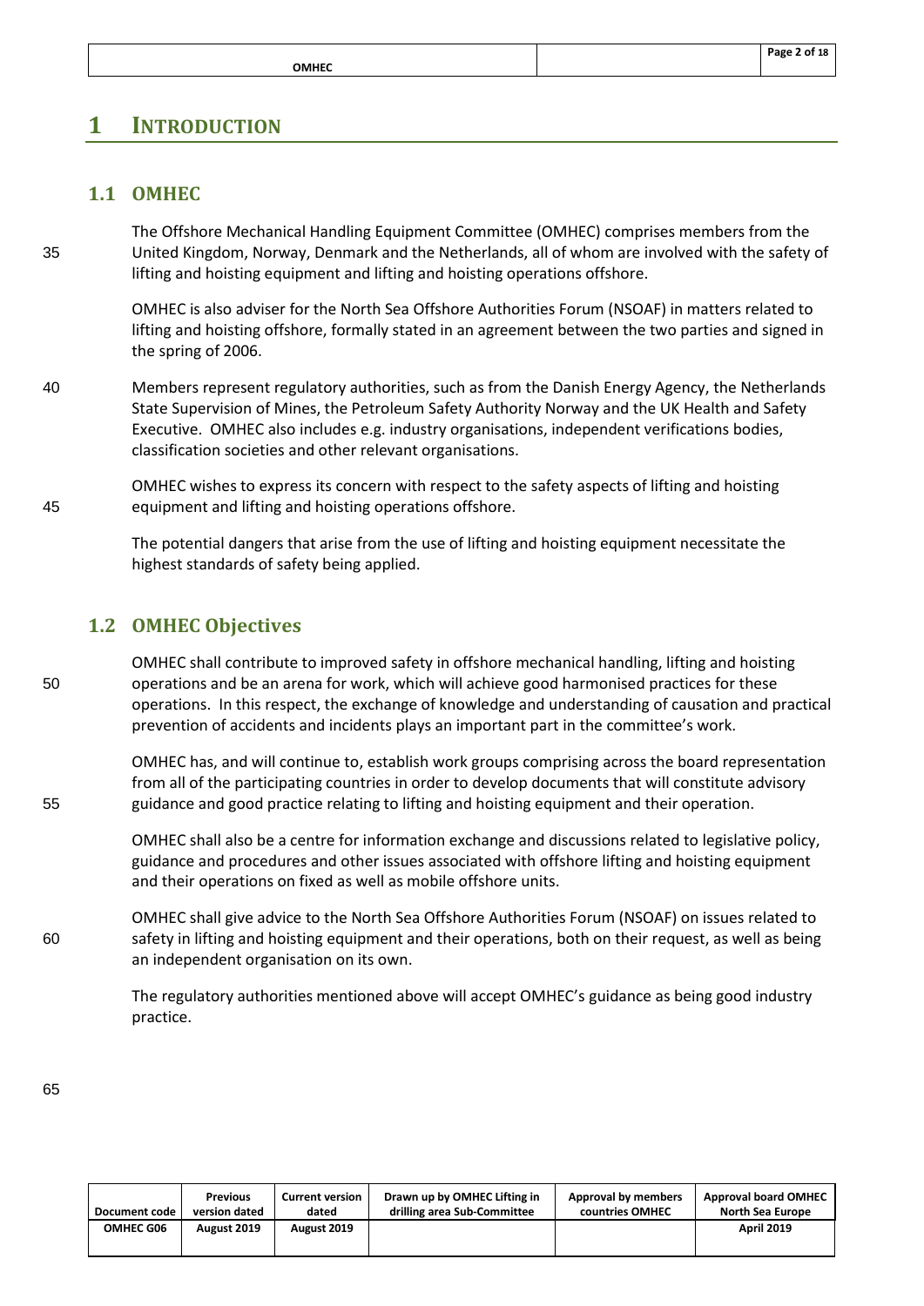# 1 INTRODUCTION

## 1.1 OMHEC

The Offshore Mechanical Handling Equipment Committee (OMHEC) comprises members from the United Kingdom, Norway, Denmark and the Netherlands, all of whom are involved with the safety of lifting and hoisting equipment and lifting and hoisting operations offshore.

OMHEC is also adviser for the North Sea Offshore Authorities Forum (NSOAF) in matters related to lifting and hoisting offshore, formally stated in an agreement between the two parties and signed in the spring of 2006.

Members represent regulatory authorities, such as from the Danish Energy Agency, the Netherlands State Supervision of Mines, the Petroleum Safety Authority Norway and the UK Health and Safety Executive. OMHEC also includes e.g. industry organisations, independent verifications bodies, classification societies and other relevant organisations.

OMHEC wishes to express its concern with respect to the safety aspects of lifting and hoisting equipment and lifting and hoisting operations offshore.

The potential dangers that arise from the use of lifting and hoisting equipment necessitate the highest standards of safety being applied.

## 1.2 OMHEC Objectives

OMHEC shall contribute to improved safety in offshore mechanical handling, lifting and hoisting operations and be an arena for work, which will achieve good harmonised practices for these operations. In this respect, the exchange of knowledge and understanding of causation and practical prevention of accidents and incidents plays an important part in the committee's work.

OMHEC has, and will continue to, establish work groups comprising across the board representation from all of the participating countries in order to develop documents that will constitute advisory guidance and good practice relating to lifting and hoisting equipment and their operation.

OMHEC shall also be a centre for information exchange and discussions related to legislative policy, guidance and procedures and other issues associated with offshore lifting and hoisting equipment and their operations on fixed as well as mobile offshore units.

OMHEC shall give advice to the North Sea Offshore Authorities Forum (NSOAF) on issues related to safety in lifting and hoisting equipment and their operations, both on their request, as well as being an independent organisation on its own.

The regulatory authorities mentioned above will accept OMHEC's guidance as being good industry practice.

| Document code | Previous version dated | Current version dated | Drawn up by OMHEC Lifting in drilling area Sub-Committee | Approval by members countries OMHEC | Approval board OMHEC North Sea Europe |
|---|---|---|---|---|---|
| OMHEC G06 | August 2019 | August 2019 | | | April 2019 |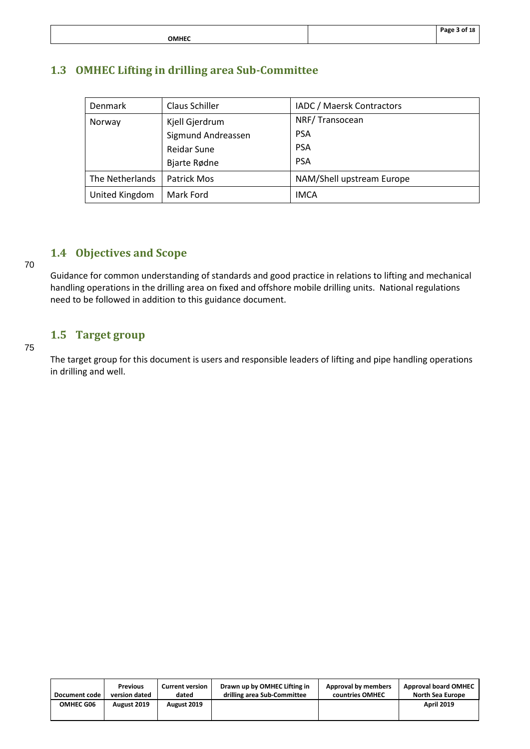## 1.3 OMHEC Lifting in drilling area Sub-Committee

| | | |
|---|---|---|
| Denmark | Claus Schiller | IADC / Maersk Contractors |
| Norway | Kjell Gjerdrum<br>Sigmund Andreassen<br>Reidar Sune<br>Bjarte Rødne | NRF/ Transocean<br>PSA<br>PSA<br>PSA |
| The Netherlands | Patrick Mos | NAM/Shell upstream Europe |
| United Kingdom | Mark Ford | IMCA |

## 1.4 Objectives and Scope

Guidance for common understanding of standards and good practice in relations to lifting and mechanical handling operations in the drilling area on fixed and offshore mobile drilling units. National regulations need to be followed in addition to this guidance document.

## 1.5 Target group

The target group for this document is users and responsible leaders of lifting and pipe handling operations in drilling and well.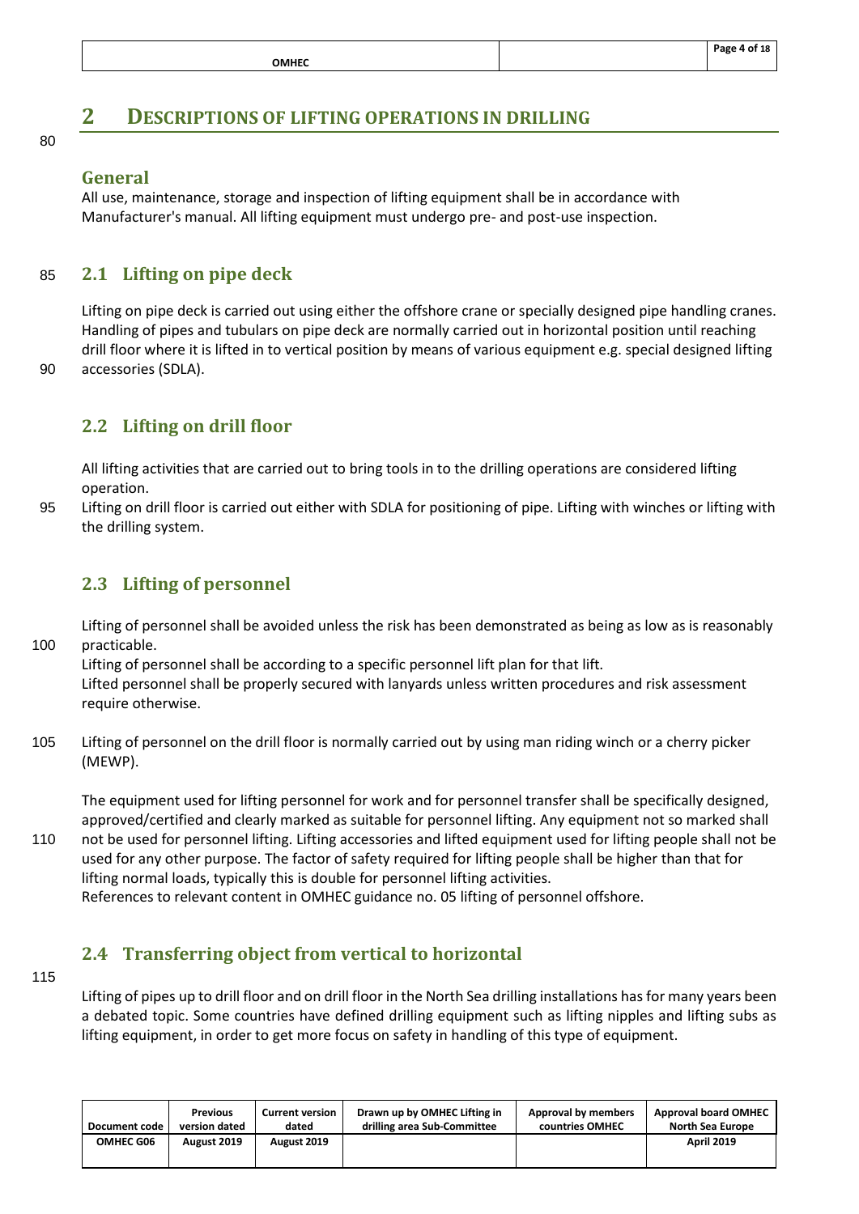# 2 DESCRIPTIONS OF LIFTING OPERATIONS IN DRILLING

## General

All use, maintenance, storage and inspection of lifting equipment shall be in accordance with Manufacturer's manual. All lifting equipment must undergo pre- and post-use inspection.

## 2.1 Lifting on pipe deck

Lifting on pipe deck is carried out using either the offshore crane or specially designed pipe handling cranes. Handling of pipes and tubulars on pipe deck are normally carried out in horizontal position until reaching drill floor where it is lifted in to vertical position by means of various equipment e.g. special designed lifting accessories (SDLA).

## 2.2 Lifting on drill floor

All lifting activities that are carried out to bring tools in to the drilling operations are considered lifting operation.

Lifting on drill floor is carried out either with SDLA for positioning of pipe. Lifting with winches or lifting with the drilling system.

## 2.3 Lifting of personnel

Lifting of personnel shall be avoided unless the risk has been demonstrated as being as low as is reasonably practicable.

Lifting of personnel shall be according to a specific personnel lift plan for that lift.

Lifted personnel shall be properly secured with lanyards unless written procedures and risk assessment require otherwise.

Lifting of personnel on the drill floor is normally carried out by using man riding winch or a cherry picker (MEWP).

The equipment used for lifting personnel for work and for personnel transfer shall be specifically designed, approved/certified and clearly marked as suitable for personnel lifting. Any equipment not so marked shall not be used for personnel lifting. Lifting accessories and lifted equipment used for lifting people shall not be used for any other purpose. The factor of safety required for lifting people shall be higher than that for lifting normal loads, typically this is double for personnel lifting activities.

References to relevant content in OMHEC guidance no. 05 lifting of personnel offshore.

## 2.4 Transferring object from vertical to horizontal

Lifting of pipes up to drill floor and on drill floor in the North Sea drilling installations has for many years been a debated topic. Some countries have defined drilling equipment such as lifting nipples and lifting subs as lifting equipment, in order to get more focus on safety in handling of this type of equipment.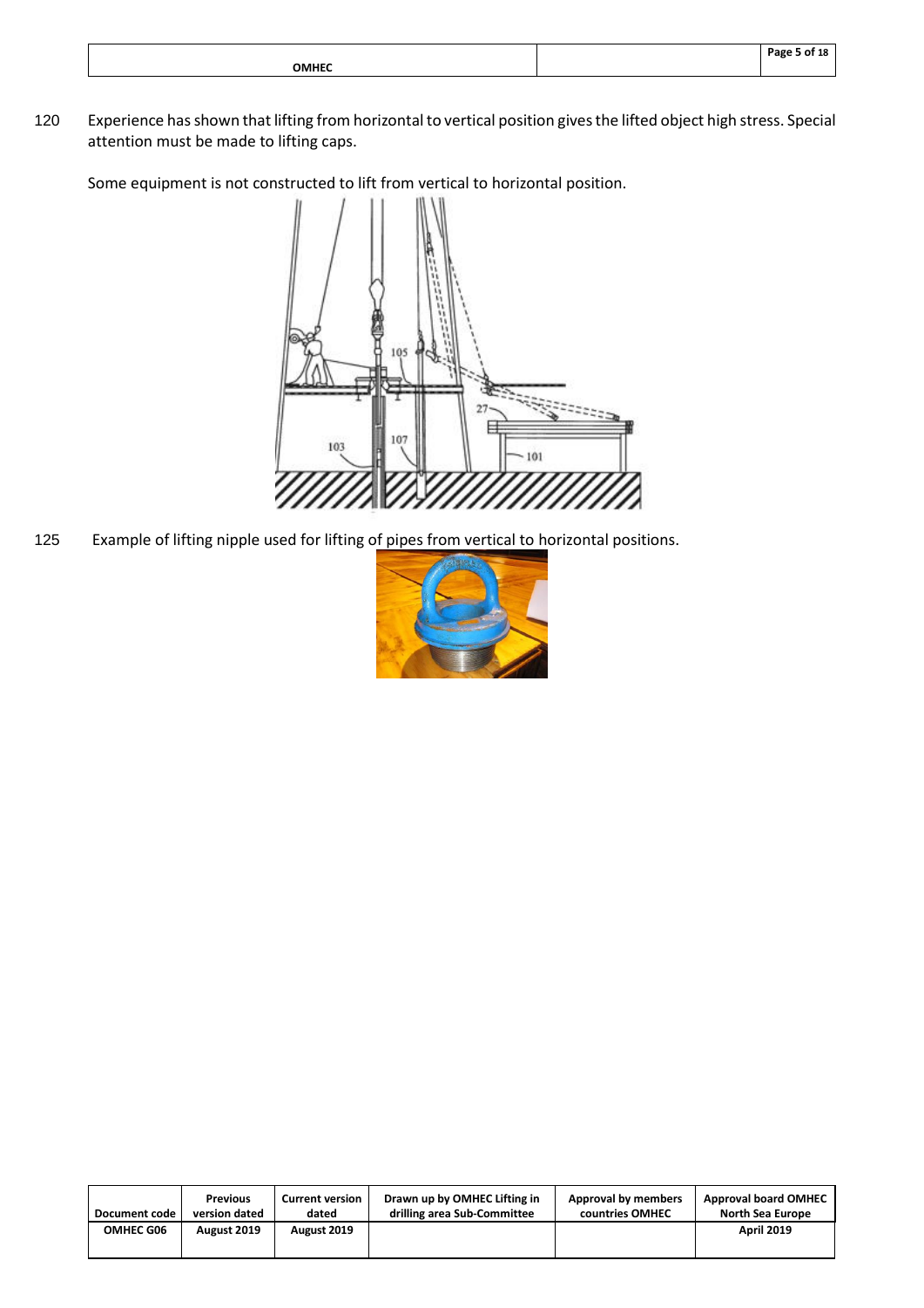120 Experience has shown that lifting from horizontal to vertical position gives the lifted object high stress. Special attention must be made to lifting caps.

Some equipment is not constructed to lift from vertical to horizontal position.

125 Example of lifting nipple used for lifting of pipes from vertical to horizontal positions.

| Document code | Previous version dated | Current version dated | Drawn up by OMHEC Lifting in drilling area Sub-Committee | Approval by members countries OMHEC | Approval board OMHEC North Sea Europe |
|---|---|---|---|---|---|
| OMHEC G06 | August 2019 | August 2019 | | | April 2019 |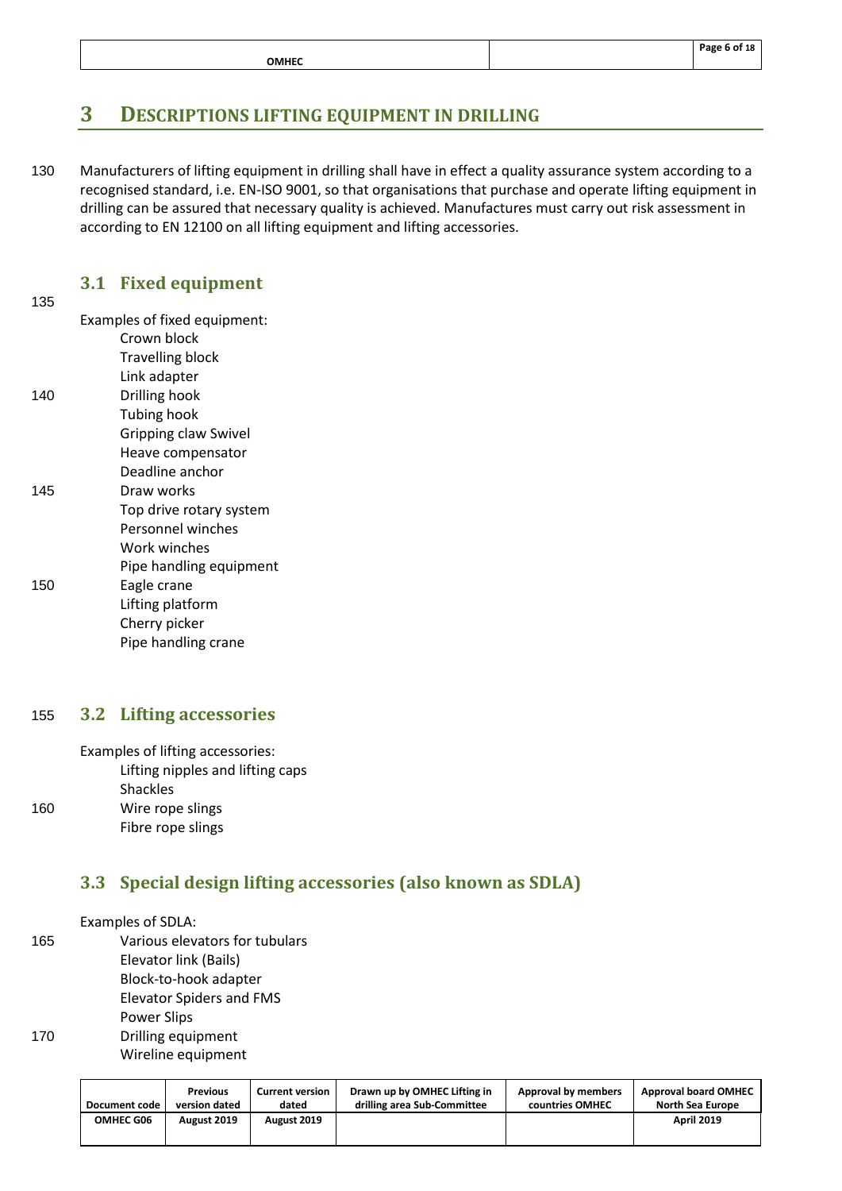# 3 DESCRIPTIONS LIFTING EQUIPMENT IN DRILLING

Manufacturers of lifting equipment in drilling shall have in effect a quality assurance system according to a recognised standard, i.e. EN-ISO 9001, so that organisations that purchase and operate lifting equipment in drilling can be assured that necessary quality is achieved. Manufactures must carry out risk assessment in according to EN 12100 on all lifting equipment and lifting accessories.

## 3.1 Fixed equipment

Examples of fixed equipment:

- Crown block
- Travelling block
- Link adapter
- Drilling hook
- Tubing hook
- Gripping claw Swivel
- Heave compensator
- Deadline anchor
- Draw works
- Top drive rotary system
- Personnel winches
- Work winches
- Pipe handling equipment
- Eagle crane
- Lifting platform
- Cherry picker
- Pipe handling crane

## 3.2 Lifting accessories

Examples of lifting accessories:

- Lifting nipples and lifting caps
- Shackles
- Wire rope slings
- Fibre rope slings

## 3.3 Special design lifting accessories (also known as SDLA)

Examples of SDLA:

- Various elevators for tubulars
- Elevator link (Bails)
- Block-to-hook adapter
- Elevator Spiders and FMS
- Power Slips
- Drilling equipment
- Wireline equipment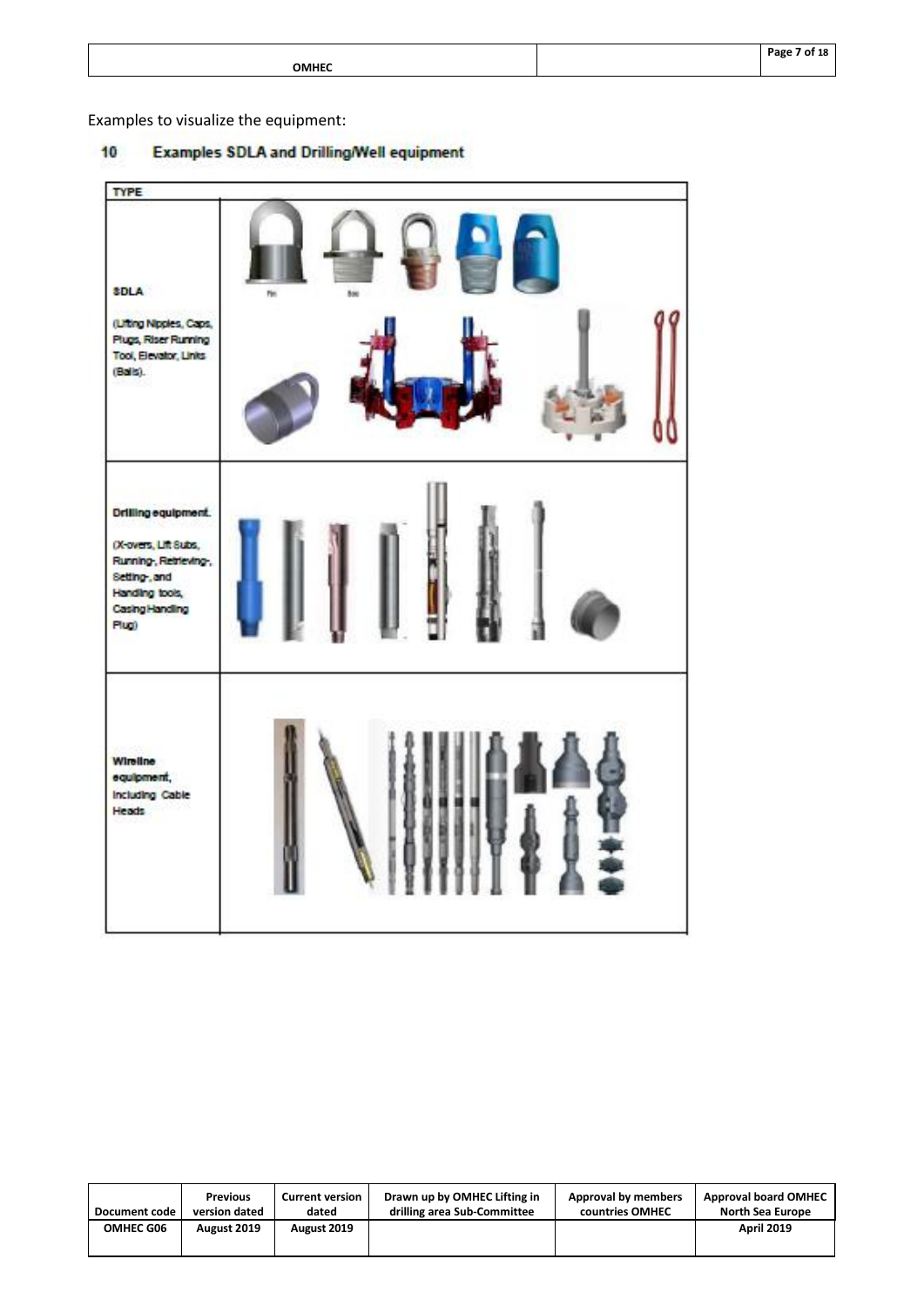Examples to visualize the equipment:

## 10 Examples SDLA and Drilling/Well equipment

| TYPE | |
|---|---|
| **SDLA**<br><br>(Lifting Nipples, Caps, Plugs, Riser Running Tool, Elevator, Links (Bails). | |
| **Drilling equipment.**<br><br>(X-overs, Lift Subs, Running-, Retrieving-, Setting-, and Handling tools, Casing Handling Plug) | |
| **Wireline equipment,** including Cable Heads | |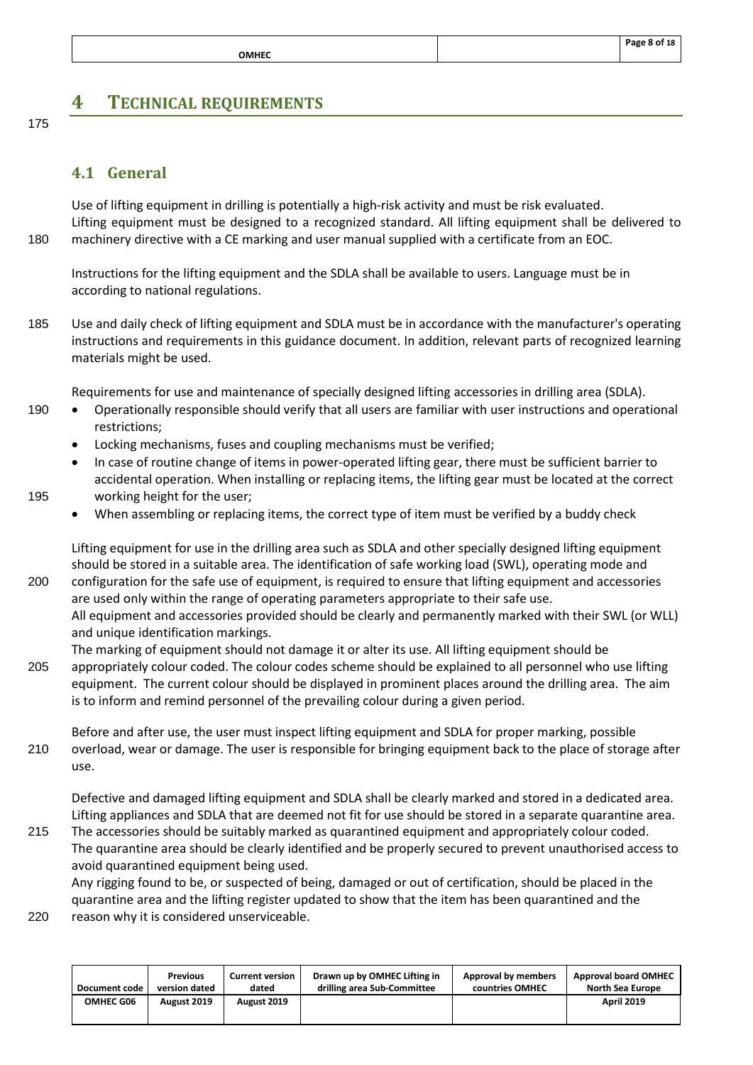# 4 Technical requirements

## 4.1 General

Use of lifting equipment in drilling is potentially a high-risk activity and must be risk evaluated.
Lifting equipment must be designed to a recognized standard. All lifting equipment shall be delivered to machinery directive with a CE marking and user manual supplied with a certificate from an EOC.

Instructions for the lifting equipment and the SDLA shall be available to users. Language must be in according to national regulations.

Use and daily check of lifting equipment and SDLA must be in accordance with the manufacturer's operating instructions and requirements in this guidance document. In addition, relevant parts of recognized learning materials might be used.

Requirements for use and maintenance of specially designed lifting accessories in drilling area (SDLA).

- Operationally responsible should verify that all users are familiar with user instructions and operational restrictions;
- Locking mechanisms, fuses and coupling mechanisms must be verified;
- In case of routine change of items in power-operated lifting gear, there must be sufficient barrier to accidental operation. When installing or replacing items, the lifting gear must be located at the correct working height for the user;
- When assembling or replacing items, the correct type of item must be verified by a buddy check

Lifting equipment for use in the drilling area such as SDLA and other specially designed lifting equipment should be stored in a suitable area. The identification of safe working load (SWL), operating mode and configuration for the safe use of equipment, is required to ensure that lifting equipment and accessories are used only within the range of operating parameters appropriate to their safe use.
All equipment and accessories provided should be clearly and permanently marked with their SWL (or WLL) and unique identification markings.
The marking of equipment should not damage it or alter its use. All lifting equipment should be appropriately colour coded. The colour codes scheme should be explained to all personnel who use lifting equipment. The current colour should be displayed in prominent places around the drilling area. The aim is to inform and remind personnel of the prevailing colour during a given period.

Before and after use, the user must inspect lifting equipment and SDLA for proper marking, possible overload, wear or damage. The user is responsible for bringing equipment back to the place of storage after use.

Defective and damaged lifting equipment and SDLA shall be clearly marked and stored in a dedicated area.
Lifting appliances and SDLA that are deemed not fit for use should be stored in a separate quarantine area.
The accessories should be suitably marked as quarantined equipment and appropriately colour coded.
The quarantine area should be clearly identified and be properly secured to prevent unauthorised access to avoid quarantined equipment being used.
Any rigging found to be, or suspected of being, damaged or out of certification, should be placed in the quarantine area and the lifting register updated to show that the item has been quarantined and the reason why it is considered unserviceable.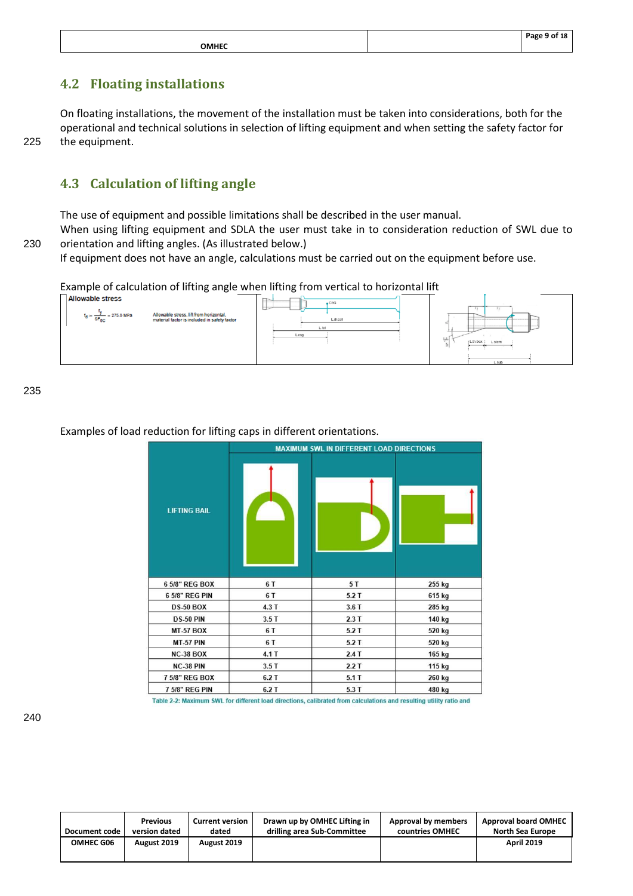## 4.2 Floating installations

On floating installations, the movement of the installation must be taken into considerations, both for the operational and technical solutions in selection of lifting equipment and when setting the safety factor for the equipment.

## 4.3 Calculation of lifting angle

The use of equipment and possible limitations shall be described in the user manual.
When using lifting equipment and SDLA the user must take in to consideration reduction of SWL due to orientation and lifting angles. (As illustrated below.)
If equipment does not have an angle, calculations must be carried out on the equipment before use.

Example of calculation of lifting angle when lifting from vertical to horizontal lift

Allowable stress

$f_d = \frac{f_y}{SF_{sc}} = 275.8$ MPa

Allowable stress, lift from horizontal, material factor is included in safety factor

Examples of load reduction for lifting caps in different orientations.

| LIFTING BAIL | MAXIMUM SWL IN DIFFERENT LOAD DIRECTIONS | | |
|---|---|---|---|
| 6 5/8" REG BOX | 6 T | 5 T | 255 kg |
| 6 5/8" REG PIN | 6 T | 5.2 T | 615 kg |
| DS-50 BOX | 4.3 T | 3.6 T | 285 kg |
| DS-50 PIN | 3.5 T | 2.3 T | 140 kg |
| MT-57 BOX | 6 T | 5.2 T | 520 kg |
| MT-57 PIN | 6 T | 5.2 T | 520 kg |
| NC-38 BOX | 4.1 T | 2.4 T | 165 kg |
| NC-38 PIN | 3.5 T | 2.2 T | 115 kg |
| 7 5/8" REG BOX | 6.2 T | 5.1 T | 260 kg |
| 7 5/8" REG PIN | 6.2 T | 5.3 T | 480 kg |

Table 2-2: Maximum SWL for different load directions, calibrated from calculations and resulting utility ratio and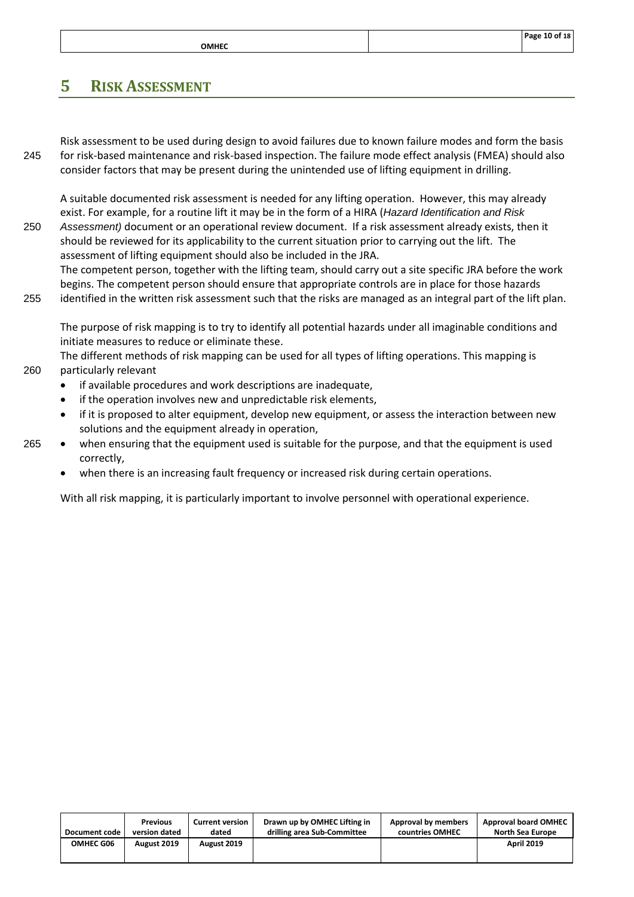# 5 RISK ASSESSMENT

Risk assessment to be used during design to avoid failures due to known failure modes and form the basis for risk-based maintenance and risk-based inspection. The failure mode effect analysis (FMEA) should also consider factors that may be present during the unintended use of lifting equipment in drilling.

A suitable documented risk assessment is needed for any lifting operation. However, this may already exist. For example, for a routine lift it may be in the form of a HIRA (*Hazard Identification and Risk Assessment)* document or an operational review document. If a risk assessment already exists, then it should be reviewed for its applicability to the current situation prior to carrying out the lift. The assessment of lifting equipment should also be included in the JRA.
The competent person, together with the lifting team, should carry out a site specific JRA before the work begins. The competent person should ensure that appropriate controls are in place for those hazards identified in the written risk assessment such that the risks are managed as an integral part of the lift plan.

The purpose of risk mapping is to try to identify all potential hazards under all imaginable conditions and initiate measures to reduce or eliminate these.
The different methods of risk mapping can be used for all types of lifting operations. This mapping is particularly relevant

- if available procedures and work descriptions are inadequate,
- if the operation involves new and unpredictable risk elements,
- if it is proposed to alter equipment, develop new equipment, or assess the interaction between new solutions and the equipment already in operation,
- when ensuring that the equipment used is suitable for the purpose, and that the equipment is used correctly,
- when there is an increasing fault frequency or increased risk during certain operations.

With all risk mapping, it is particularly important to involve personnel with operational experience.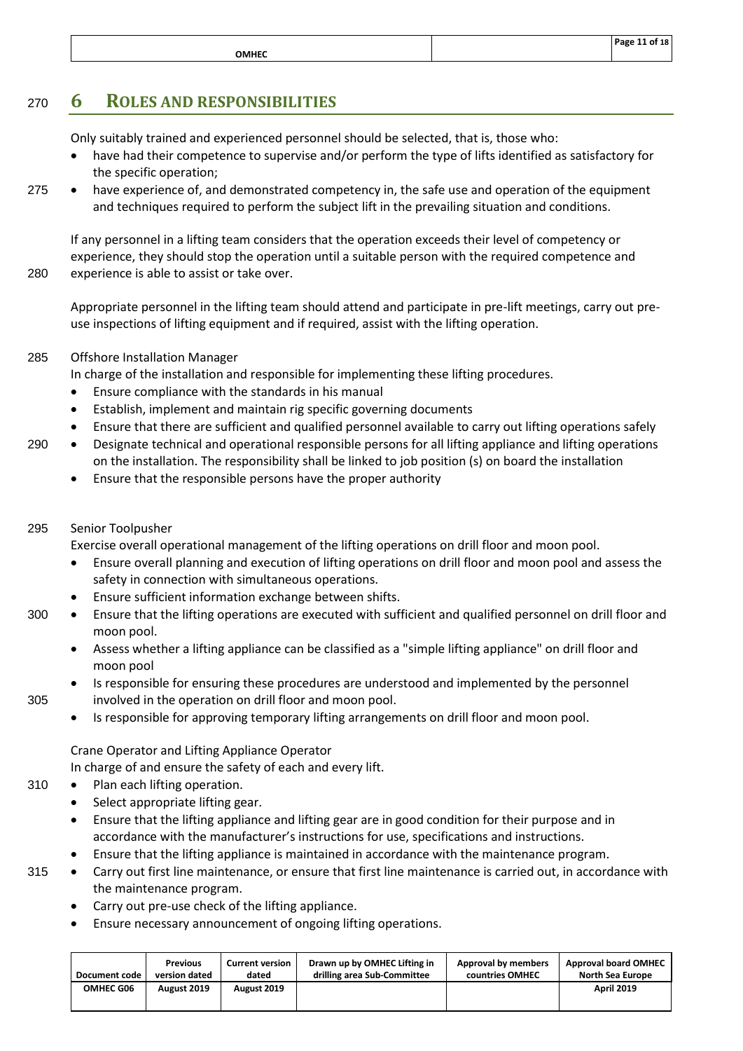# 6 ROLES AND RESPONSIBILITIES

Only suitably trained and experienced personnel should be selected, that is, those who:

- have had their competence to supervise and/or perform the type of lifts identified as satisfactory for the specific operation;
- have experience of, and demonstrated competency in, the safe use and operation of the equipment and techniques required to perform the subject lift in the prevailing situation and conditions.

If any personnel in a lifting team considers that the operation exceeds their level of competency or experience, they should stop the operation until a suitable person with the required competence and experience is able to assist or take over.

Appropriate personnel in the lifting team should attend and participate in pre-lift meetings, carry out pre-use inspections of lifting equipment and if required, assist with the lifting operation.

Offshore Installation Manager

In charge of the installation and responsible for implementing these lifting procedures.

- Ensure compliance with the standards in his manual
- Establish, implement and maintain rig specific governing documents
- Ensure that there are sufficient and qualified personnel available to carry out lifting operations safely
- Designate technical and operational responsible persons for all lifting appliance and lifting operations on the installation. The responsibility shall be linked to job position (s) on board the installation
- Ensure that the responsible persons have the proper authority

Senior Toolpusher

Exercise overall operational management of the lifting operations on drill floor and moon pool.

- Ensure overall planning and execution of lifting operations on drill floor and moon pool and assess the safety in connection with simultaneous operations.
- Ensure sufficient information exchange between shifts.
- Ensure that the lifting operations are executed with sufficient and qualified personnel on drill floor and moon pool.
- Assess whether a lifting appliance can be classified as a "simple lifting appliance" on drill floor and moon pool
- Is responsible for ensuring these procedures are understood and implemented by the personnel involved in the operation on drill floor and moon pool.
- Is responsible for approving temporary lifting arrangements on drill floor and moon pool.

Crane Operator and Lifting Appliance Operator

In charge of and ensure the safety of each and every lift.

- Plan each lifting operation.
- Select appropriate lifting gear.
- Ensure that the lifting appliance and lifting gear are in good condition for their purpose and in accordance with the manufacturer's instructions for use, specifications and instructions.
- Ensure that the lifting appliance is maintained in accordance with the maintenance program.
- Carry out first line maintenance, or ensure that first line maintenance is carried out, in accordance with the maintenance program.
- Carry out pre-use check of the lifting appliance.
- Ensure necessary announcement of ongoing lifting operations.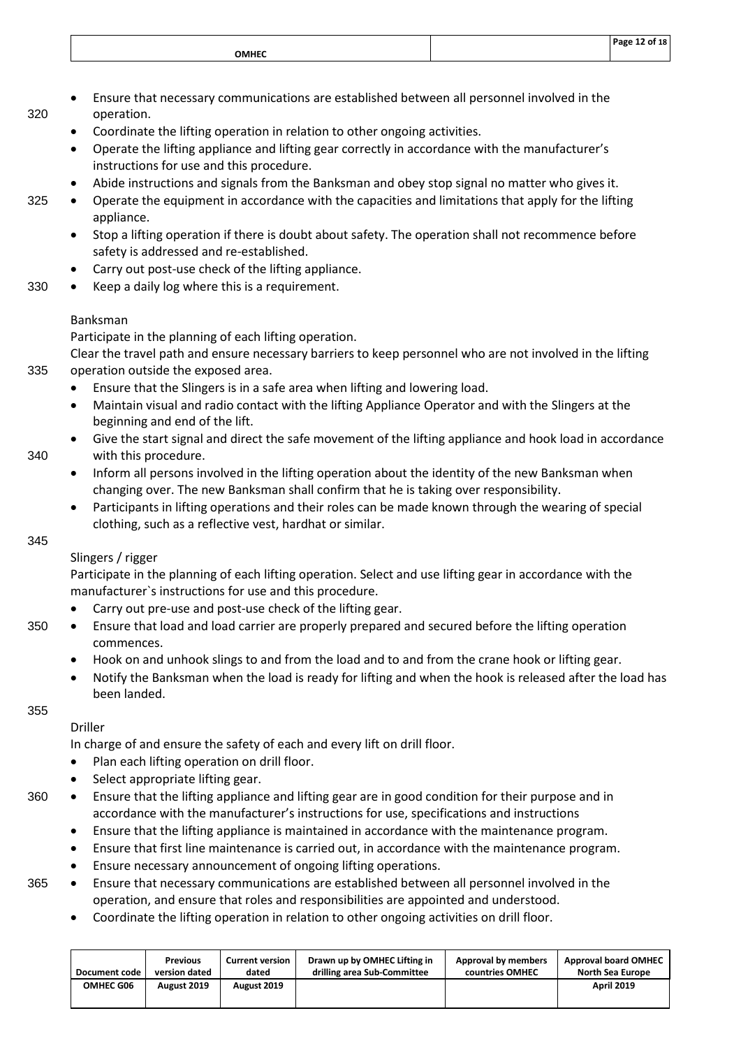- Ensure that necessary communications are established between all personnel involved in the operation.
- Coordinate the lifting operation in relation to other ongoing activities.
- Operate the lifting appliance and lifting gear correctly in accordance with the manufacturer's instructions for use and this procedure.
- Abide instructions and signals from the Banksman and obey stop signal no matter who gives it.
- Operate the equipment in accordance with the capacities and limitations that apply for the lifting appliance.
- Stop a lifting operation if there is doubt about safety. The operation shall not recommence before safety is addressed and re-established.
- Carry out post-use check of the lifting appliance.
- Keep a daily log where this is a requirement.

Banksman

Participate in the planning of each lifting operation.

Clear the travel path and ensure necessary barriers to keep personnel who are not involved in the lifting operation outside the exposed area.

- Ensure that the Slingers is in a safe area when lifting and lowering load.
- Maintain visual and radio contact with the lifting Appliance Operator and with the Slingers at the beginning and end of the lift.
- Give the start signal and direct the safe movement of the lifting appliance and hook load in accordance with this procedure.
- Inform all persons involved in the lifting operation about the identity of the new Banksman when changing over. The new Banksman shall confirm that he is taking over responsibility.
- Participants in lifting operations and their roles can be made known through the wearing of special clothing, such as a reflective vest, hardhat or similar.

Slingers / rigger

Participate in the planning of each lifting operation. Select and use lifting gear in accordance with the manufacturer`s instructions for use and this procedure.

- Carry out pre-use and post-use check of the lifting gear.
- Ensure that load and load carrier are properly prepared and secured before the lifting operation commences.
- Hook on and unhook slings to and from the load and to and from the crane hook or lifting gear.
- Notify the Banksman when the load is ready for lifting and when the hook is released after the load has been landed.

Driller

In charge of and ensure the safety of each and every lift on drill floor.

- Plan each lifting operation on drill floor.
- Select appropriate lifting gear.
- Ensure that the lifting appliance and lifting gear are in good condition for their purpose and in accordance with the manufacturer's instructions for use, specifications and instructions
- Ensure that the lifting appliance is maintained in accordance with the maintenance program.
- Ensure that first line maintenance is carried out, in accordance with the maintenance program.
- Ensure necessary announcement of ongoing lifting operations.
- Ensure that necessary communications are established between all personnel involved in the operation, and ensure that roles and responsibilities are appointed and understood.
- Coordinate the lifting operation in relation to other ongoing activities on drill floor.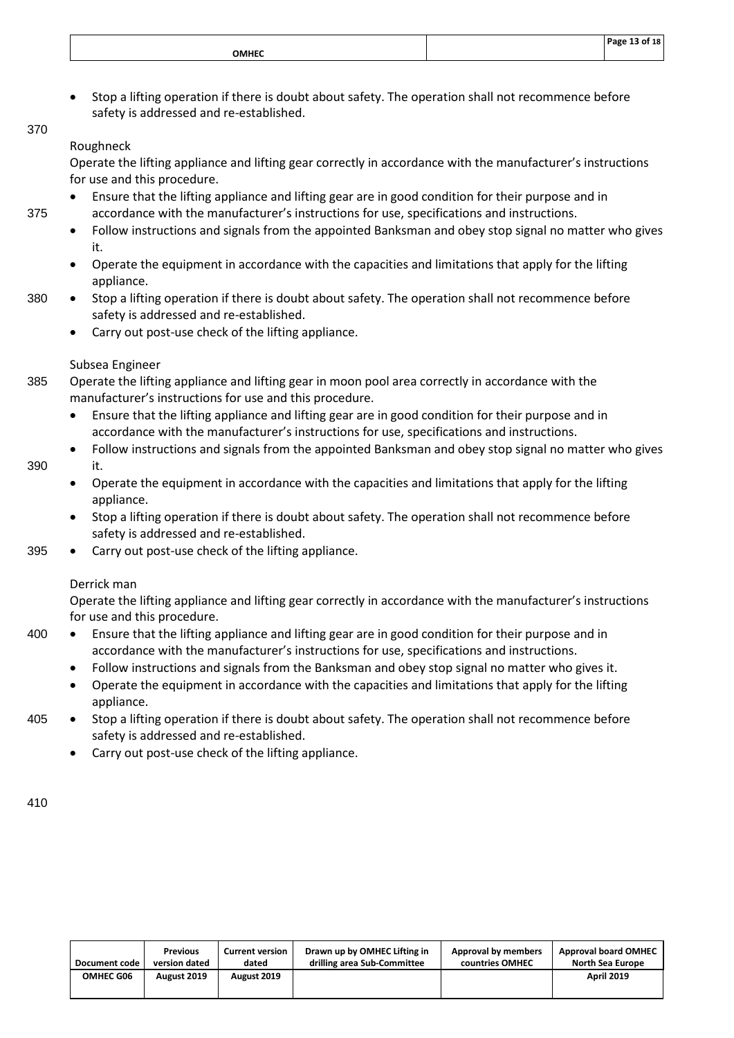- Stop a lifting operation if there is doubt about safety. The operation shall not recommence before safety is addressed and re-established.

Roughneck

Operate the lifting appliance and lifting gear correctly in accordance with the manufacturer's instructions for use and this procedure.

- Ensure that the lifting appliance and lifting gear are in good condition for their purpose and in accordance with the manufacturer's instructions for use, specifications and instructions.
- Follow instructions and signals from the appointed Banksman and obey stop signal no matter who gives it.
- Operate the equipment in accordance with the capacities and limitations that apply for the lifting appliance.
- Stop a lifting operation if there is doubt about safety. The operation shall not recommence before safety is addressed and re-established.
- Carry out post-use check of the lifting appliance.

Subsea Engineer

Operate the lifting appliance and lifting gear in moon pool area correctly in accordance with the manufacturer's instructions for use and this procedure.

- Ensure that the lifting appliance and lifting gear are in good condition for their purpose and in accordance with the manufacturer's instructions for use, specifications and instructions.
- Follow instructions and signals from the appointed Banksman and obey stop signal no matter who gives it.
- Operate the equipment in accordance with the capacities and limitations that apply for the lifting appliance.
- Stop a lifting operation if there is doubt about safety. The operation shall not recommence before safety is addressed and re-established.
- Carry out post-use check of the lifting appliance.

Derrick man

Operate the lifting appliance and lifting gear correctly in accordance with the manufacturer's instructions for use and this procedure.

- Ensure that the lifting appliance and lifting gear are in good condition for their purpose and in accordance with the manufacturer's instructions for use, specifications and instructions.
- Follow instructions and signals from the Banksman and obey stop signal no matter who gives it.
- Operate the equipment in accordance with the capacities and limitations that apply for the lifting appliance.
- Stop a lifting operation if there is doubt about safety. The operation shall not recommence before safety is addressed and re-established.
- Carry out post-use check of the lifting appliance.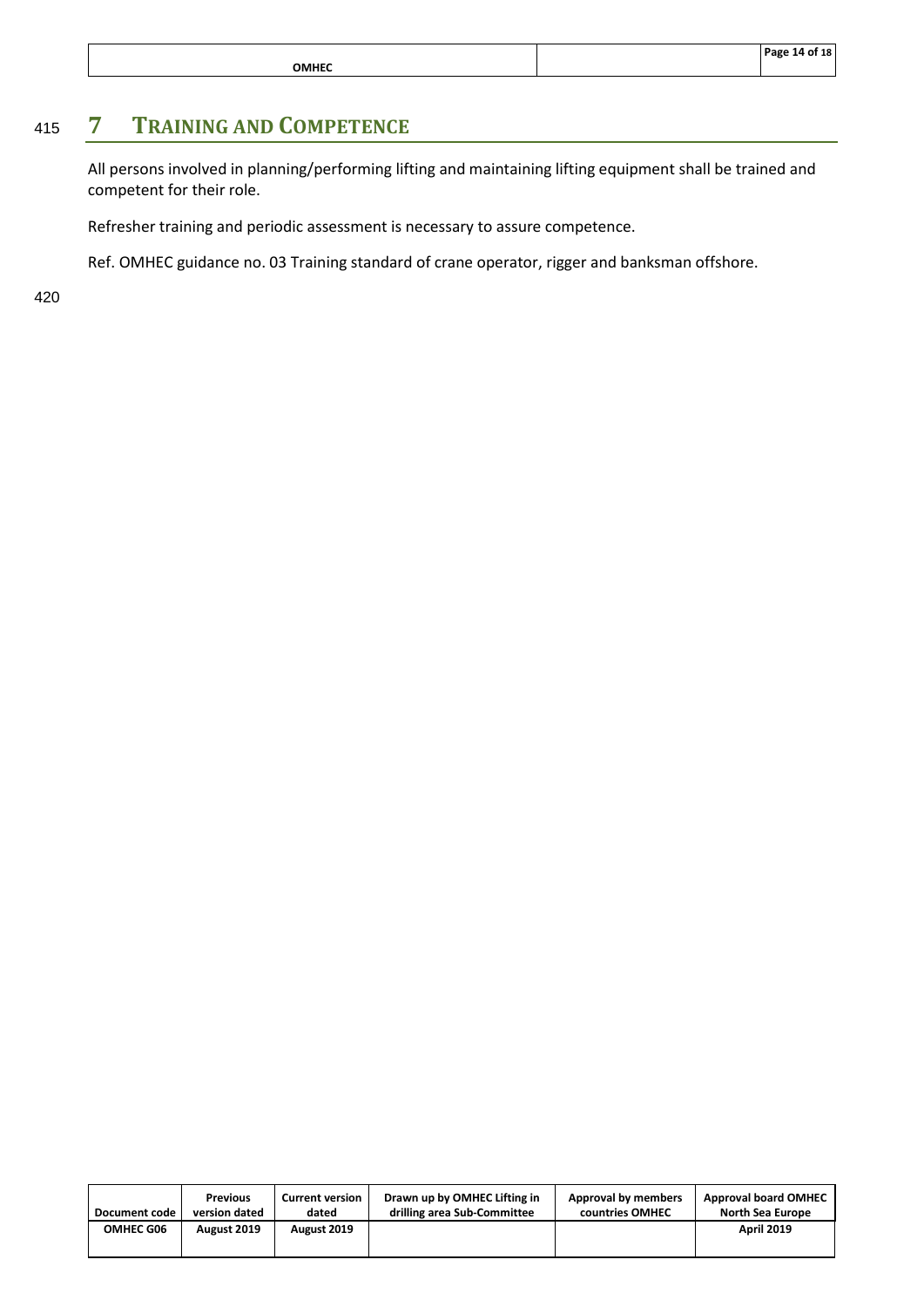# 7 TRAINING AND COMPETENCE

All persons involved in planning/performing lifting and maintaining lifting equipment shall be trained and competent for their role.

Refresher training and periodic assessment is necessary to assure competence.

Ref. OMHEC guidance no. 03 Training standard of crane operator, rigger and banksman offshore.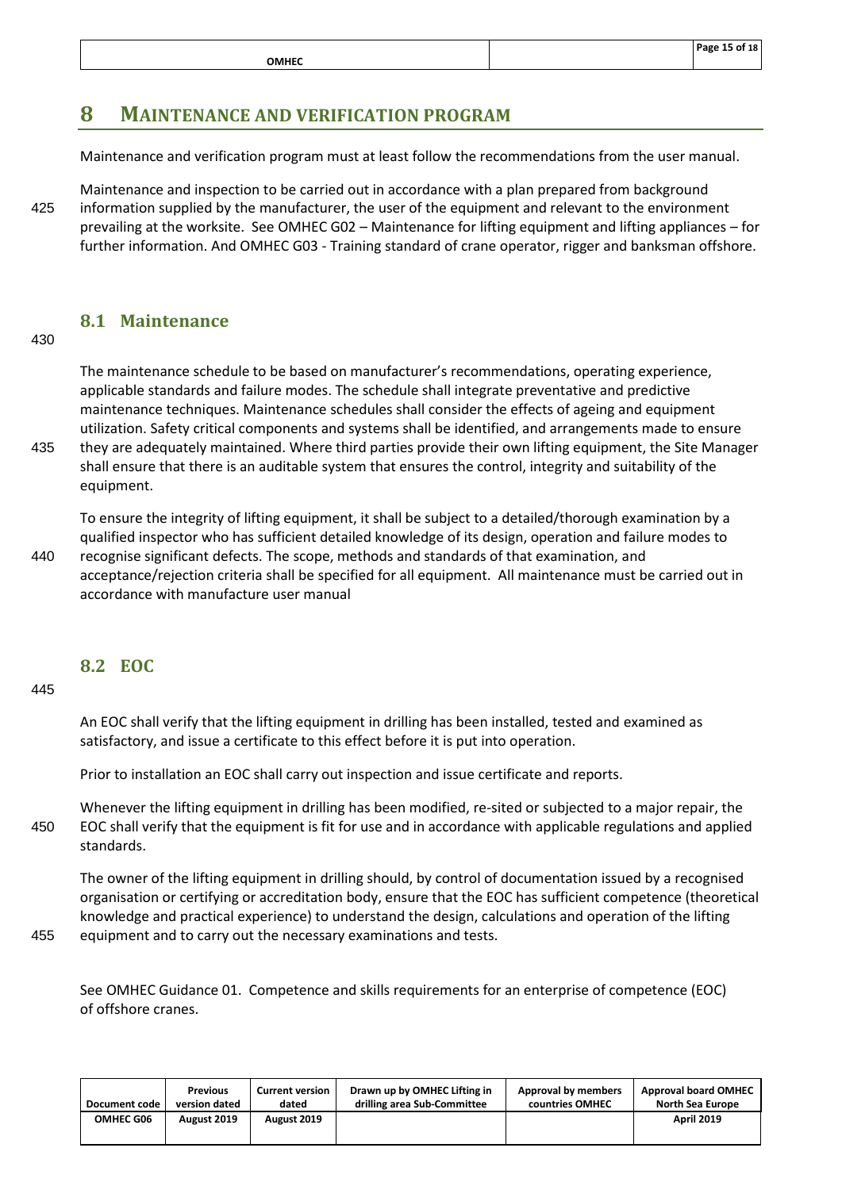# 8 MAINTENANCE AND VERIFICATION PROGRAM

Maintenance and verification program must at least follow the recommendations from the user manual.

Maintenance and inspection to be carried out in accordance with a plan prepared from background information supplied by the manufacturer, the user of the equipment and relevant to the environment prevailing at the worksite. See OMHEC G02 – Maintenance for lifting equipment and lifting appliances – for further information. And OMHEC G03 - Training standard of crane operator, rigger and banksman offshore.

## 8.1 Maintenance

The maintenance schedule to be based on manufacturer's recommendations, operating experience, applicable standards and failure modes. The schedule shall integrate preventative and predictive maintenance techniques. Maintenance schedules shall consider the effects of ageing and equipment utilization. Safety critical components and systems shall be identified, and arrangements made to ensure they are adequately maintained. Where third parties provide their own lifting equipment, the Site Manager shall ensure that there is an auditable system that ensures the control, integrity and suitability of the equipment.

To ensure the integrity of lifting equipment, it shall be subject to a detailed/thorough examination by a qualified inspector who has sufficient detailed knowledge of its design, operation and failure modes to recognise significant defects. The scope, methods and standards of that examination, and acceptance/rejection criteria shall be specified for all equipment. All maintenance must be carried out in accordance with manufacture user manual

## 8.2 EOC

An EOC shall verify that the lifting equipment in drilling has been installed, tested and examined as satisfactory, and issue a certificate to this effect before it is put into operation.

Prior to installation an EOC shall carry out inspection and issue certificate and reports.

Whenever the lifting equipment in drilling has been modified, re-sited or subjected to a major repair, the EOC shall verify that the equipment is fit for use and in accordance with applicable regulations and applied standards.

The owner of the lifting equipment in drilling should, by control of documentation issued by a recognised organisation or certifying or accreditation body, ensure that the EOC has sufficient competence (theoretical knowledge and practical experience) to understand the design, calculations and operation of the lifting equipment and to carry out the necessary examinations and tests.

See OMHEC Guidance 01. Competence and skills requirements for an enterprise of competence (EOC) of offshore cranes.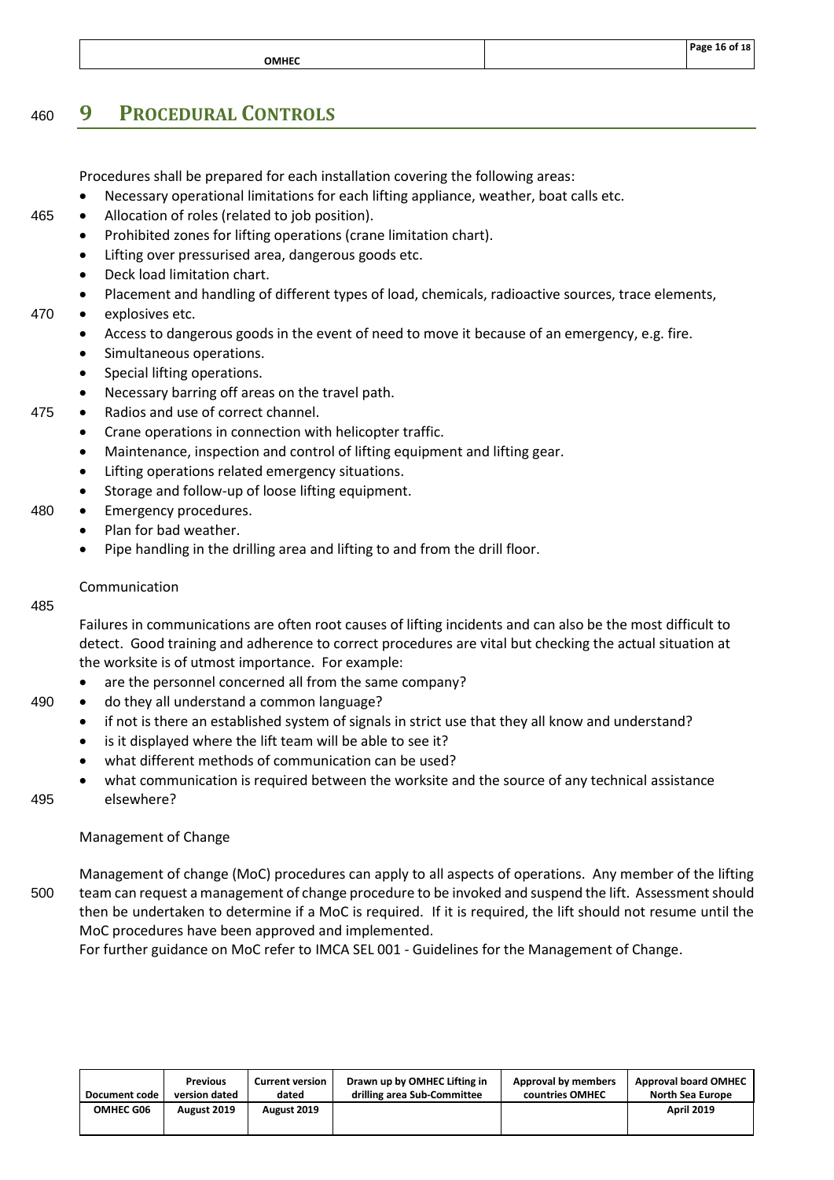# 9 PROCEDURAL CONTROLS

Procedures shall be prepared for each installation covering the following areas:

- Necessary operational limitations for each lifting appliance, weather, boat calls etc.
- Allocation of roles (related to job position).
- Prohibited zones for lifting operations (crane limitation chart).
- Lifting over pressurised area, dangerous goods etc.
- Deck load limitation chart.
- Placement and handling of different types of load, chemicals, radioactive sources, trace elements,
- explosives etc.
- Access to dangerous goods in the event of need to move it because of an emergency, e.g. fire.
- Simultaneous operations.
- Special lifting operations.
- Necessary barring off areas on the travel path.
- Radios and use of correct channel.
- Crane operations in connection with helicopter traffic.
- Maintenance, inspection and control of lifting equipment and lifting gear.
- Lifting operations related emergency situations.
- Storage and follow-up of loose lifting equipment.
- Emergency procedures.
- Plan for bad weather.
- Pipe handling in the drilling area and lifting to and from the drill floor.

Communication

Failures in communications are often root causes of lifting incidents and can also be the most difficult to detect. Good training and adherence to correct procedures are vital but checking the actual situation at the worksite is of utmost importance. For example:

- are the personnel concerned all from the same company?
- do they all understand a common language?
- if not is there an established system of signals in strict use that they all know and understand?
- is it displayed where the lift team will be able to see it?
- what different methods of communication can be used?
- what communication is required between the worksite and the source of any technical assistance elsewhere?

Management of Change

Management of change (MoC) procedures can apply to all aspects of operations. Any member of the lifting team can request a management of change procedure to be invoked and suspend the lift. Assessment should then be undertaken to determine if a MoC is required. If it is required, the lift should not resume until the MoC procedures have been approved and implemented.
For further guidance on MoC refer to IMCA SEL 001 - Guidelines for the Management of Change.

| Document code | Previous version dated | Current version dated | Drawn up by OMHEC Lifting in drilling area Sub-Committee | Approval by members countries OMHEC | Approval board OMHEC North Sea Europe |
|---|---|---|---|---|---|
| OMHEC G06 | August 2019 | August 2019 | | | April 2019 |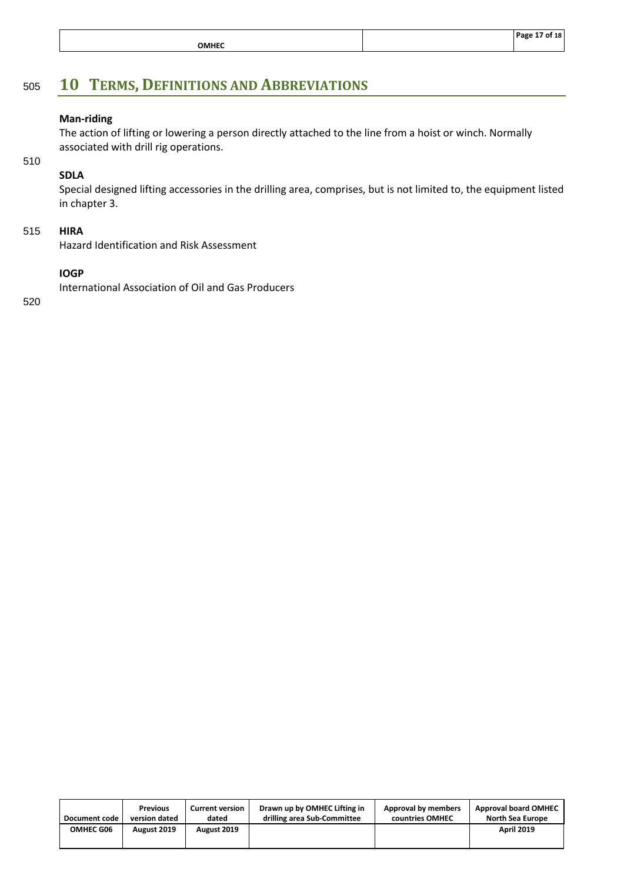# 10 Terms, Definitions and Abbreviations

**Man-riding**

The action of lifting or lowering a person directly attached to the line from a hoist or winch. Normally associated with drill rig operations.

**SDLA**

Special designed lifting accessories in the drilling area, comprises, but is not limited to, the equipment listed in chapter 3.

**HIRA**

Hazard Identification and Risk Assessment

**IOGP**

International Association of Oil and Gas Producers

| Document code | Previous version dated | Current version dated | Drawn up by OMHEC Lifting in drilling area Sub-Committee | Approval by members countries OMHEC | Approval board OMHEC North Sea Europe |
| --- | --- | --- | --- | --- | --- |
| OMHEC G06 | August 2019 | August 2019 | | | April 2019 |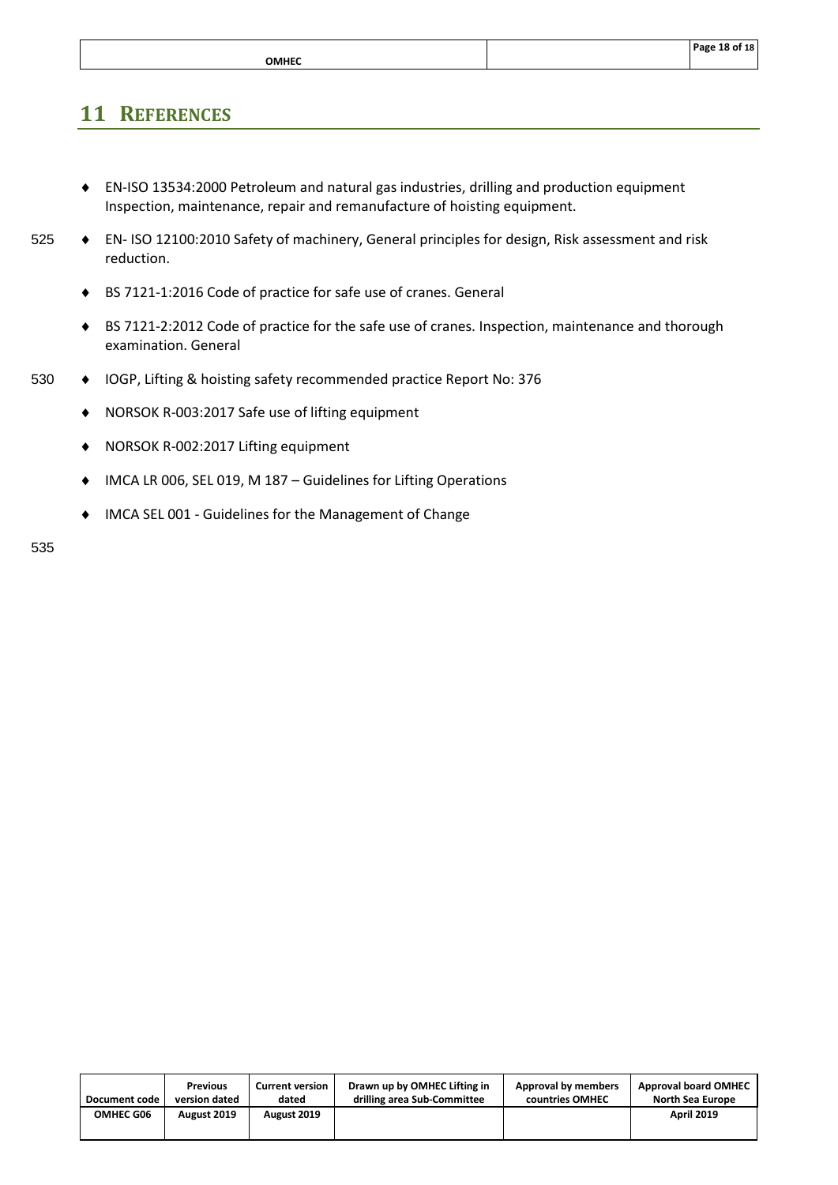# 11 REFERENCES

- EN-ISO 13534:2000 Petroleum and natural gas industries, drilling and production equipment Inspection, maintenance, repair and remanufacture of hoisting equipment.
- EN- ISO 12100:2010 Safety of machinery, General principles for design, Risk assessment and risk reduction.
- BS 7121-1:2016 Code of practice for safe use of cranes. General
- BS 7121-2:2012 Code of practice for the safe use of cranes. Inspection, maintenance and thorough examination. General
- IOGP, Lifting & hoisting safety recommended practice Report No: 376
- NORSOK R-003:2017 Safe use of lifting equipment
- NORSOK R-002:2017 Lifting equipment
- IMCA LR 006, SEL 019, M 187 – Guidelines for Lifting Operations
- IMCA SEL 001 - Guidelines for the Management of Change

| Document code | Previous version dated | Current version dated | Drawn up by OMHEC Lifting in drilling area Sub-Committee | Approval by members countries OMHEC | Approval board OMHEC North Sea Europe |
|---|---|---|---|---|---|
| OMHEC G06 | August 2019 | August 2019 | | | April 2019 |